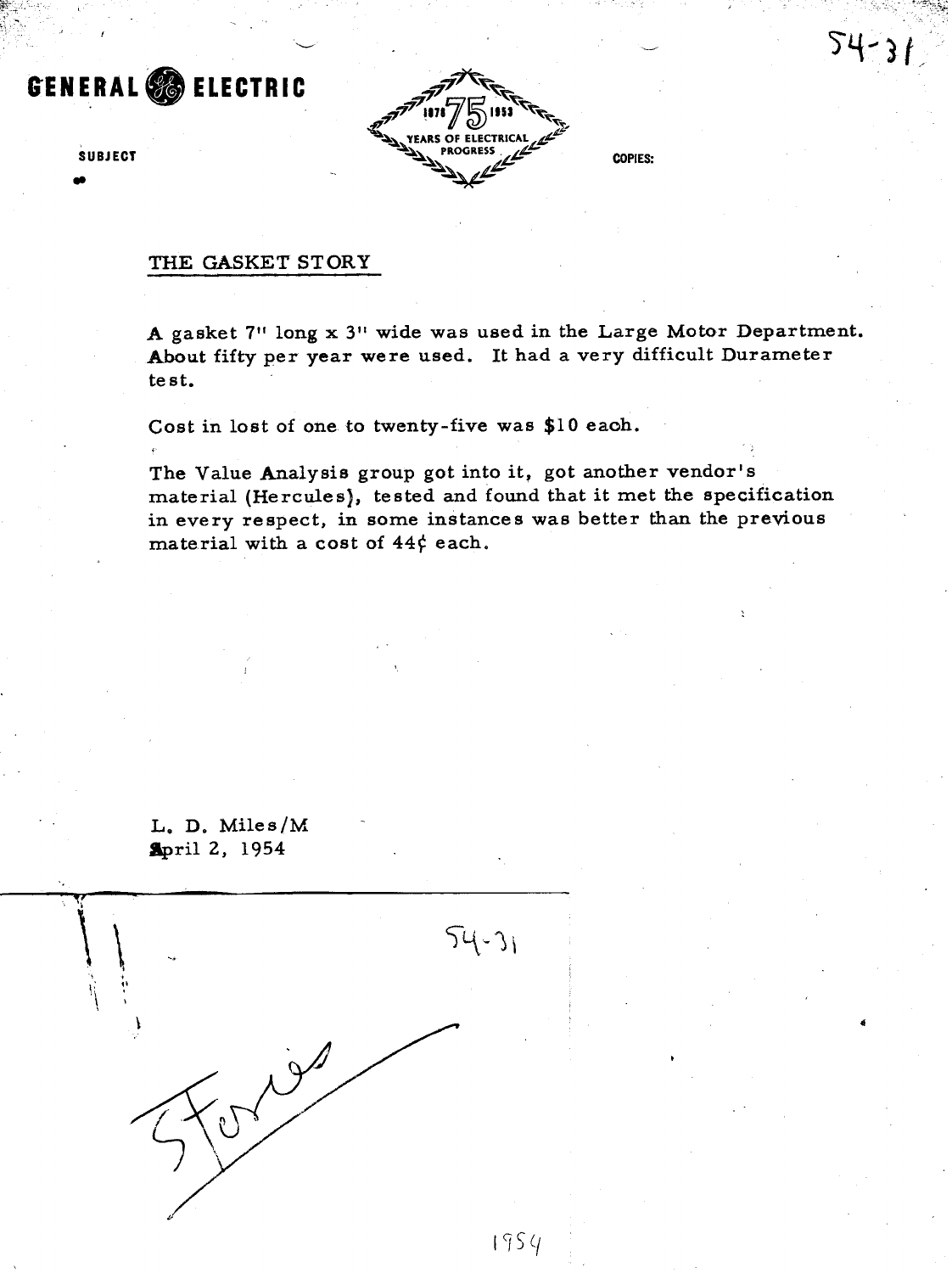GENERAL ELECTRIC

SUBJECT

1878 75 1953
YEARS OF ELECTRICAL PROGRESS

COPIES:

54-31

## THE GASKET STORY

A gasket 7" long x 3" wide was used in the Large Motor Department. About fifty per year were used. It had a very difficult Durameter test.

Cost in lost of one to twenty-five was $10 each.

The Value Analysis group got into it, got another vendor's material (Hercules), tested and found that it met the specification in every respect, in some instances was better than the previous material with a cost of 44¢ each.

L. D. Miles/M
April 2, 1954

54-31

Stories

1954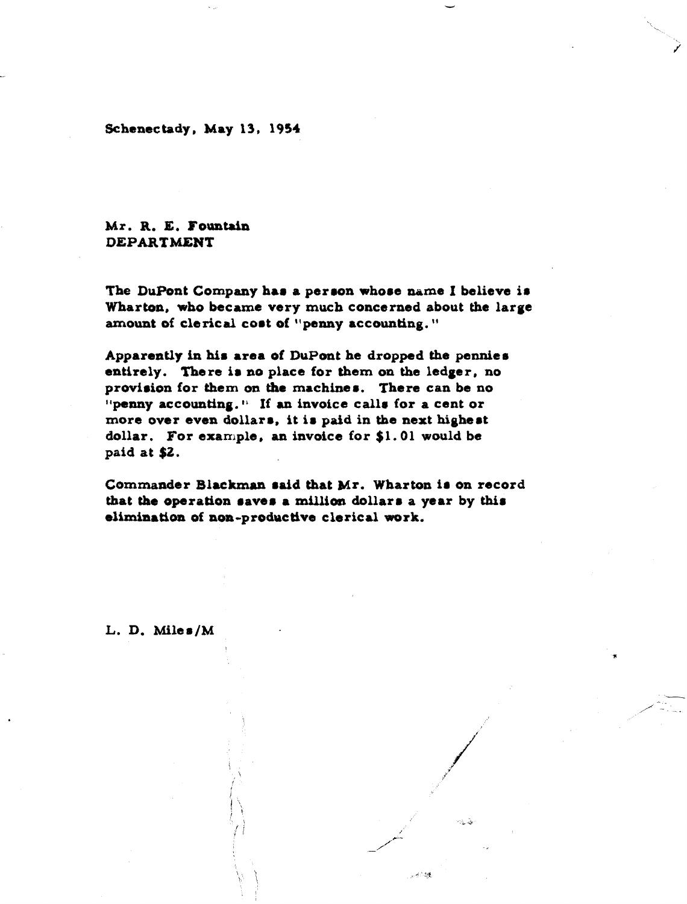Schenectady, May 13, 1954

Mr. R. E. Fountain
DEPARTMENT

The DuPont Company has a person whose name I believe is Wharton, who became very much concerned about the large amount of clerical cost of "penny accounting."

Apparently in his area of DuPont he dropped the pennies entirely. There is no place for them on the ledger, no provision for them on the machines. There can be no "penny accounting." If an invoice calls for a cent or more over even dollars, it is paid in the next highest dollar. For example, an invoice for $1.01 would be paid at $2.

Commander Blackman said that Mr. Wharton is on record that the operation saves a million dollars a year by this elimination of non-productive clerical work.

L. D. Miles/M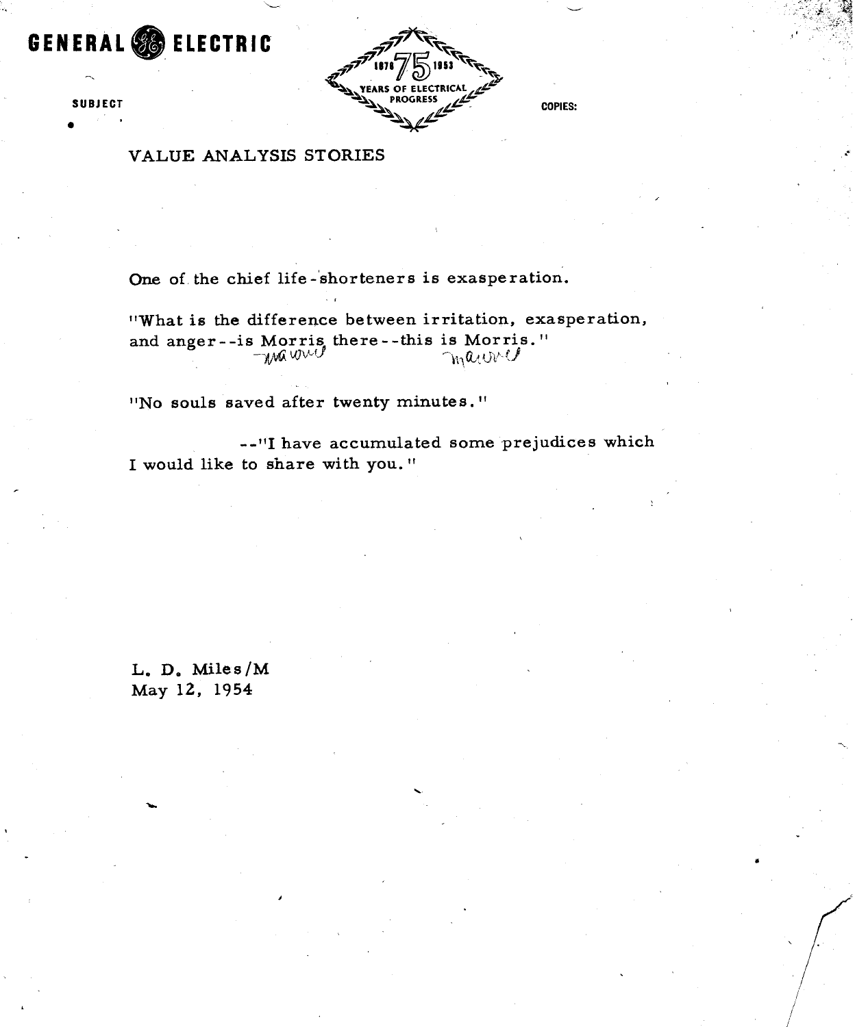GENERAL ELECTRIC

1878 75 1953 YEARS OF ELECTRICAL PROGRESS

SUBJECT

COPIES:

VALUE ANALYSIS STORIES

One of the chief life-shorteners is exasperation.

"What is the difference between irritation, exasperation, and anger--is Morris there--this is Morris."

"No souls saved after twenty minutes."

--"I have accumulated some prejudices which I would like to share with you."

L. D. Miles/M
May 12, 1954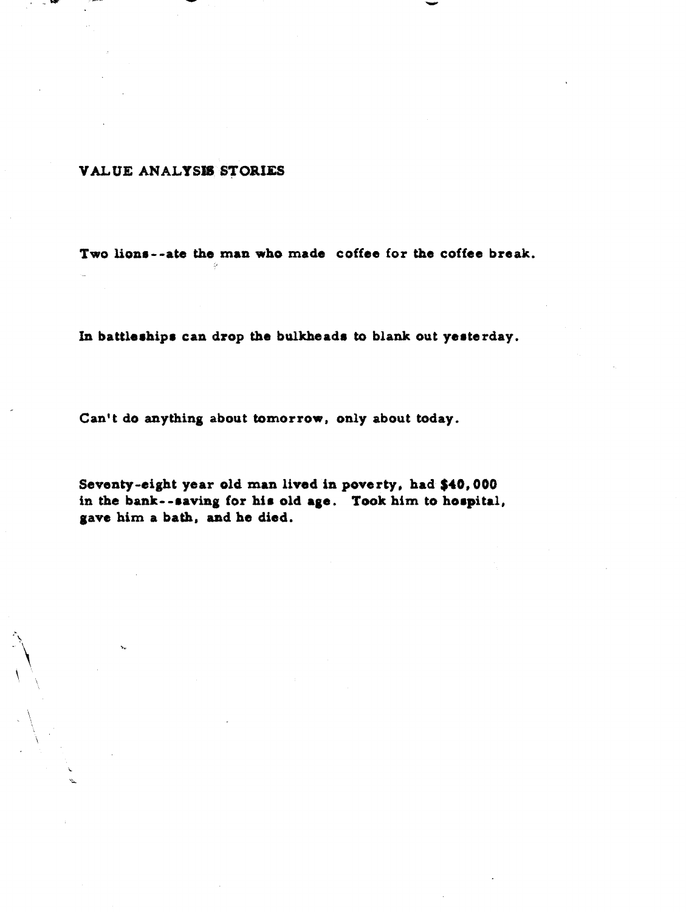## VALUE ANALYSIS STORIES

Two lions--ate the man who made coffee for the coffee break.

In battleships can drop the bulkheads to blank out yesterday.

Can't do anything about tomorrow, only about today.

Seventy-eight year old man lived in poverty, had $40,000 in the bank--saving for his old age. Took him to hospital, gave him a bath, and he died.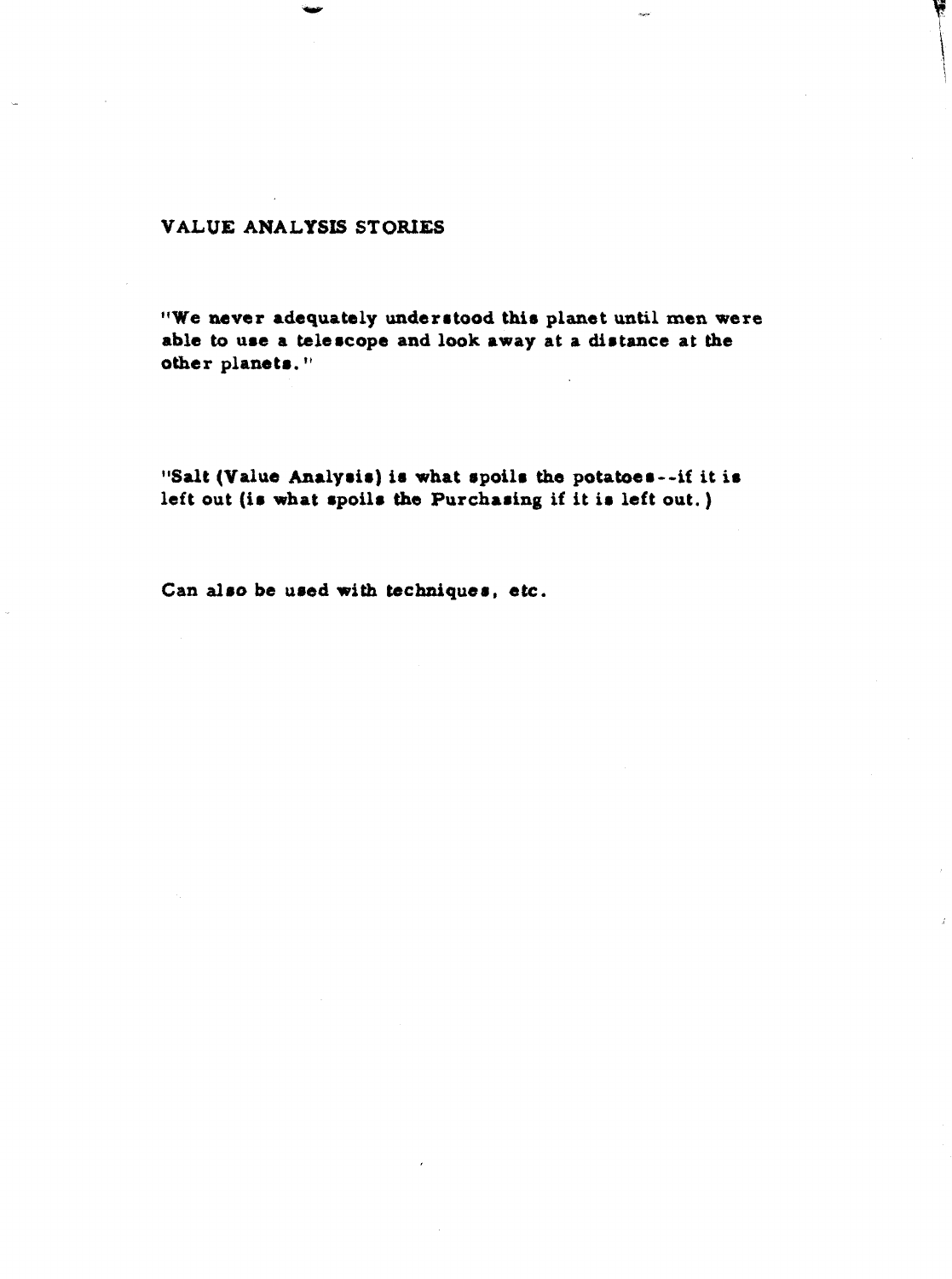## VALUE ANALYSIS STORIES

**"We never adequately understood this planet until men were able to use a telescope and look away at a distance at the other planets."**

**"Salt (Value Analysis) is what spoils the potatoes--if it is left out (is what spoils the Purchasing if it is left out.)**

**Can also be used with techniques, etc.**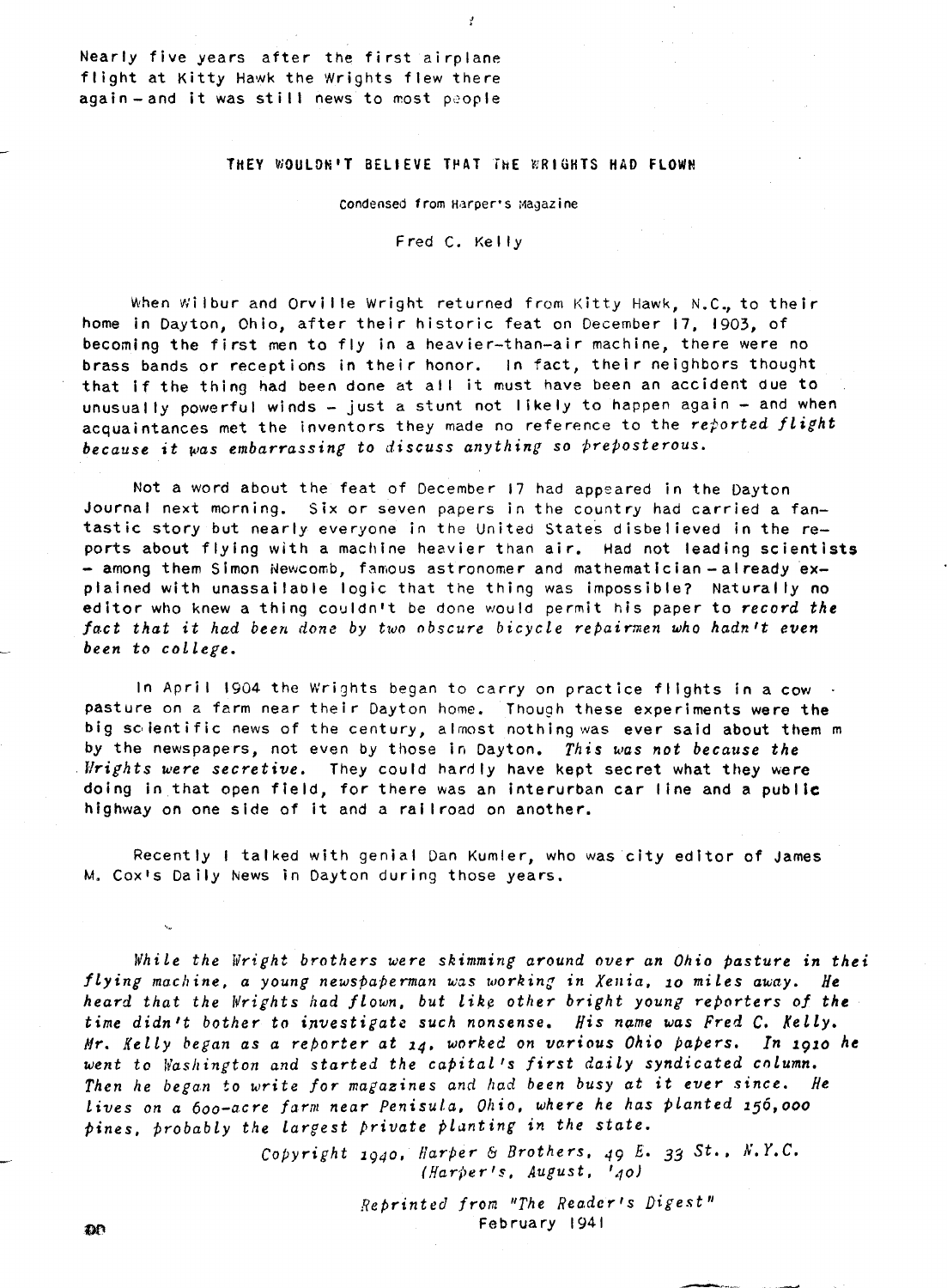Nearly five years after the first airplane flight at Kitty Hawk the Wrights flew there again – and it was still news to most people

## THEY WOULDN'T BELIEVE THAT THE WRIGHTS HAD FLOWN

Condensed from Harper's Magazine

Fred C. Kelly

When Wilbur and Orville Wright returned from Kitty Hawk, N.C., to their home in Dayton, Ohio, after their historic feat on December 17, 1903, of becoming the first men to fly in a heavier-than-air machine, there were no brass bands or receptions in their honor. In fact, their neighbors thought that if the thing had been done at all it must have been an accident due to unusually powerful winds – just a stunt not likely to happen again – and when acquaintances met the inventors they made no reference to the *reported flight because it was embarrassing to discuss anything so preposterous.*

Not a word about the feat of December 17 had appeared in the Dayton Journal next morning. Six or seven papers in the country had carried a fantastic story but nearly everyone in the United States disbelieved in the reports about flying with a machine heavier than air. Had not leading scientists – among them Simon Newcomb, famous astronomer and mathematician – already explained with unassailable logic that the thing was impossible? Naturally no editor who knew a thing couldn't be done would permit his paper to *record the fact that it had been done by two obscure bicycle repairmen who hadn't even been to college.*

In April 1904 the Wrights began to carry on practice flights in a cow pasture on a farm near their Dayton home. Though these experiments were the big scientific news of the century, almost nothing was ever said about them m by the newspapers, not even by those in Dayton. *This was not because the Wrights were secretive.* They could hardly have kept secret what they were doing in that open field, for there was an interurban car line and a public highway on one side of it and a railroad on another.

Recently I talked with genial Dan Kumler, who was city editor of James M. Cox's Daily News in Dayton during those years.

*While the Wright brothers were skimming around over an Ohio pasture in thei flying machine, a young newspaperman was working in Xenia, 10 miles away. He heard that the Wrights had flown, but like other bright young reporters of the time didn't bother to investigate such nonsense. His name was Fred C. Kelly. Mr. Kelly began as a reporter at 14, worked on various Ohio papers. In 1910 he went to Washington and started the capital's first daily syndicated column. Then he began to write for magazines and had been busy at it ever since. He lives on a 600-acre farm near Penisula, Ohio, where he has planted 156,000 pines, probably the largest private planting in the state.*

*Copyright 1940, Harper & Brothers, 49 E. 33 St., N.Y.C. (Harper's, August, '40)*

*Reprinted from "The Reader's Digest"* February 1941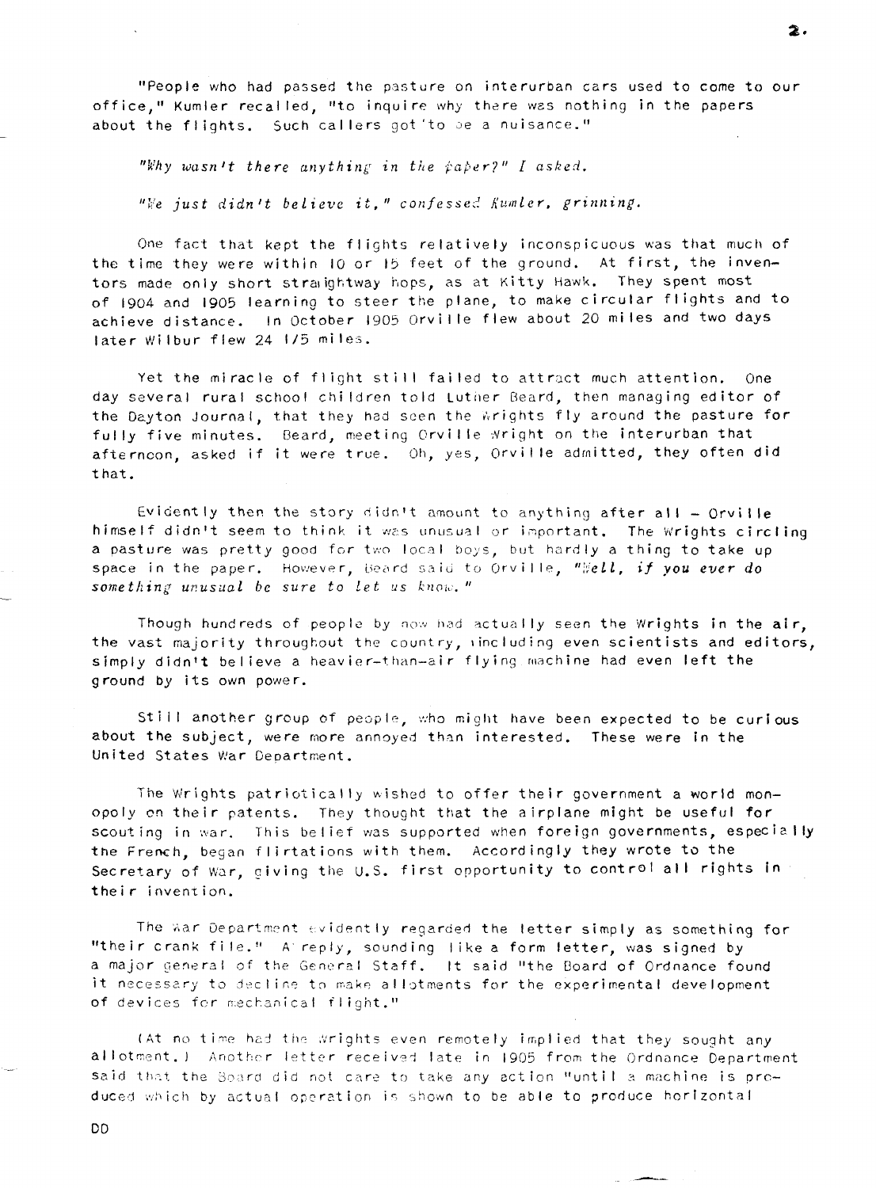"People who had passed the pasture on interurban cars used to come to our office," Kumler recalled, "to inquire why there was nothing in the papers about the flights. Such callers got to be a nuisance."

*"Why wasn't there anything in the paper?" I asked.*

*"We just didn't believe it," confessed Kumler, grinning.*

One fact that kept the flights relatively inconspicuous was that much of the time they were within 10 or 15 feet of the ground. At first, the inventors made only short straightway hops, as at Kitty Hawk. They spent most of 1904 and 1905 learning to steer the plane, to make circular flights and to achieve distance. In October 1905 Orville flew about 20 miles and two days later Wilbur flew 24 1/5 miles.

Yet the miracle of flight still failed to attract much attention. One day several rural school children told Luther Beard, then managing editor of the Dayton Journal, that they had seen the Wrights fly around the pasture for fully five minutes. Beard, meeting Orville Wright on the interurban that afternoon, asked if it were true. Oh, yes, Orville admitted, they often did that.

Evidently then the story didn't amount to anything after all - Orville himself didn't seem to think it was unusual or important. The Wrights circling a pasture was pretty good for two local boys, but hardly a thing to take up space in the paper. However, Beard said to Orville, *"Well, if you ever do something unusual be sure to let us know."*

Though hundreds of people by now had actually seen the Wrights in the air, the vast majority throughout the country, including even scientists and editors, simply didn't believe a heavier-than-air flying machine had even left the ground by its own power.

Still another group of people, who might have been expected to be curious about the subject, were more annoyed than interested. These were in the United States War Department.

The Wrights patriotically wished to offer their government a world monopoly on their patents. They thought that the airplane might be useful for scouting in war. This belief was supported when foreign governments, especially the French, began flirtations with them. Accordingly they wrote to the Secretary of War, giving the U.S. first opportunity to control all rights in their invention.

The War Department evidently regarded the letter simply as something for "their crank file." A reply, sounding like a form letter, was signed by a major general of the General Staff. It said "the Board of Ordnance found it necessary to decline to make allotments for the experimental development of devices for mechanical flight."

(At no time had the Wrights even remotely implied that they sought any allotment.) Another letter received late in 1905 from the Ordnance Department said that the Board did not care to take any action "until a machine is produced which by actual operation is shown to be able to produce horizontal

DD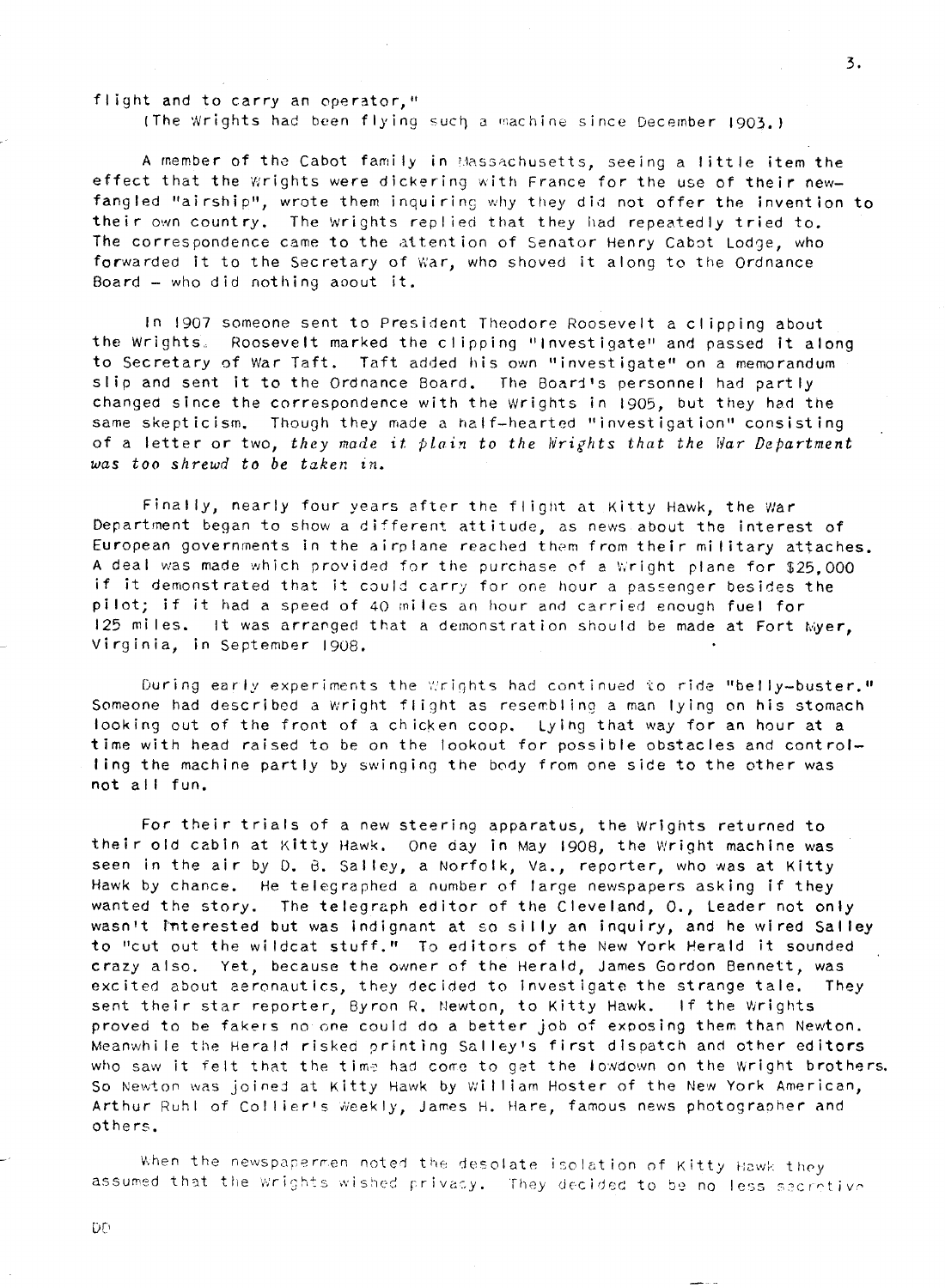flight and to carry an operator,"

(The Wrights had been flying such a machine since December 1903.)

A member of the Cabot family in Massachusetts, seeing a little item the effect that the Wrights were dickering with France for the use of their newfangled "airship", wrote them inquiring why they did not offer the invention to their own country. The Wrights replied that they had repeatedly tried to. The correspondence came to the attention of Senator Henry Cabot Lodge, who forwarded it to the Secretary of War, who shoved it along to the Ordnance Board – who did nothing about it.

In 1907 someone sent to President Theodore Roosevelt a clipping about the Wrights. Roosevelt marked the clipping "Investigate" and passed it along to Secretary of War Taft. Taft added his own "investigate" on a memorandum slip and sent it to the Ordnance Board. The Board's personnel had partly changed since the correspondence with the Wrights in 1905, but they had the same skepticism. Though they made a half-hearted "investigation" consisting of a letter or two, *they made it plain to the Wrights that the War Department was too shrewd to be taken in.*

Finally, nearly four years after the flight at Kitty Hawk, the War Department began to show a different attitude, as news about the interest of European governments in the airplane reached them from their military attaches. A deal was made which provided for the purchase of a Wright plane for $25,000 if it demonstrated that it could carry for one hour a passenger besides the pilot; if it had a speed of 40 miles an hour and carried enough fuel for 125 miles. It was arranged that a demonstration should be made at Fort Myer, Virginia, in September 1908.

During early experiments the Wrights had continued to ride "belly-buster." Someone had described a Wright flight as resembling a man lying on his stomach looking out of the front of a chicken coop. Lying that way for an hour at a time with head raised to be on the lookout for possible obstacles and controlling the machine partly by swinging the body from one side to the other was not all fun.

For their trials of a new steering apparatus, the Wrights returned to their old cabin at Kitty Hawk. One day in May 1908, the Wright machine was seen in the air by D. B. Salley, a Norfolk, Va., reporter, who was at Kitty Hawk by chance. He telegraphed a number of large newspapers asking if they wanted the story. The telegraph editor of the Cleveland, O., Leader not only wasn't interested but was indignant at so silly an inquiry, and he wired Salley to "cut out the wildcat stuff." To editors of the New York Herald it sounded crazy also. Yet, because the owner of the Herald, James Gordon Bennett, was excited about aeronautics, they decided to investigate the strange tale. They sent their star reporter, Byron R. Newton, to Kitty Hawk. If the Wrights proved to be fakers no one could do a better job of exposing them than Newton. Meanwhile the Herald risked printing Salley's first dispatch and other editors who saw it felt that the time had come to get the lowdown on the Wright brothers. So Newton was joined at Kitty Hawk by William Hoster of the New York American, Arthur Ruhl of Collier's Weekly, James H. Hare, famous news photographer and others.

When the newspapermen noted the desolate isolation of Kitty Hawk they assumed that the Wrights wished privacy. They decided to be no less secretive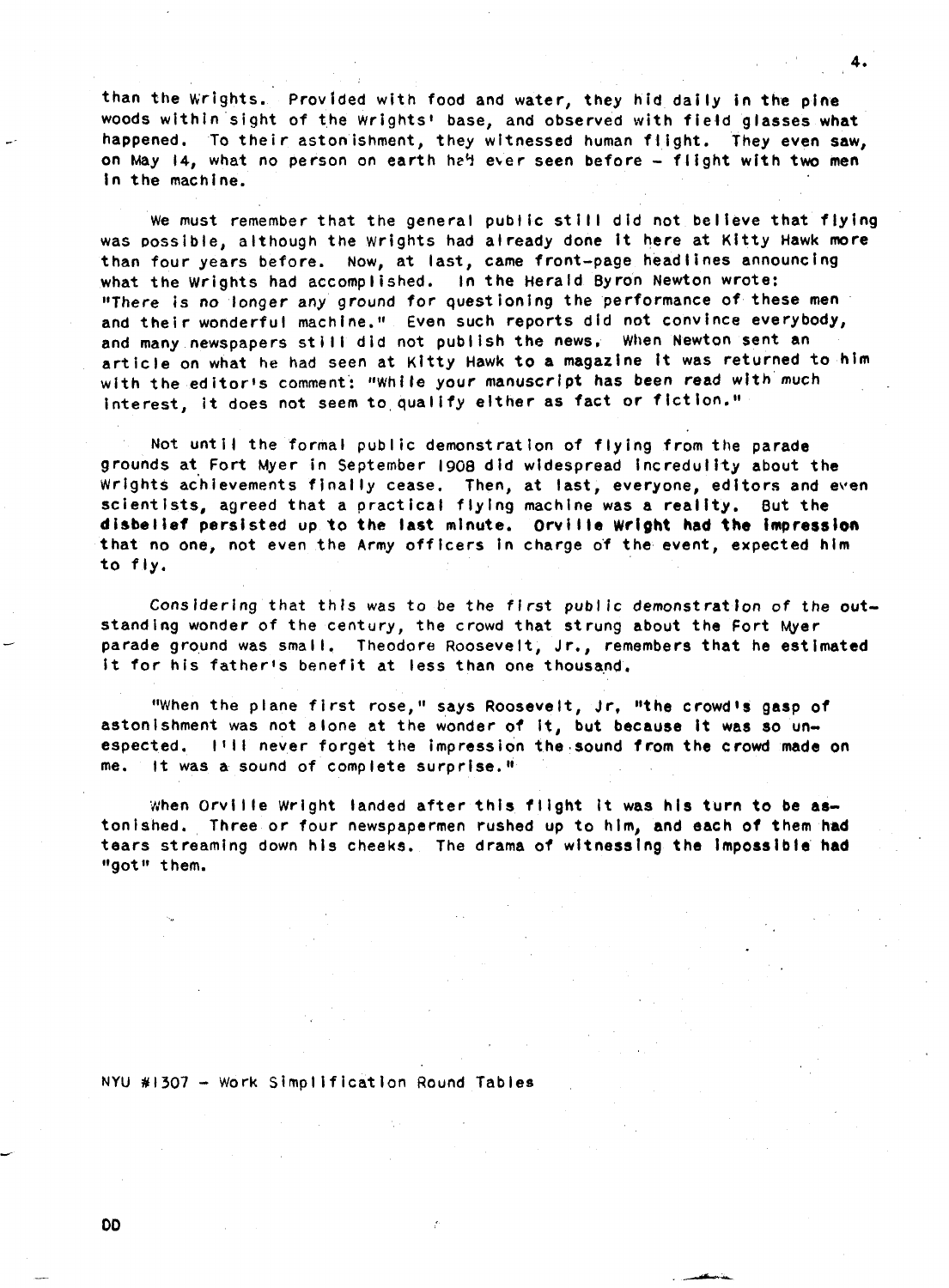than the Wrights. Provided with food and water, they hid daily in the pine woods within sight of the Wrights' base, and observed with field glasses what happened. To their astonishment, they witnessed human flight. They even saw, on May 14, what no person on earth had ever seen before – flight with two men in the machine.

We must remember that the general public still did not believe that flying was possible, although the Wrights had already done it here at Kitty Hawk more than four years before. Now, at last, came front-page headlines announcing what the Wrights had accomplished. In the Herald Byron Newton wrote: "There is no longer any ground for questioning the performance of these men and their wonderful machine." Even such reports did not convince everybody, and many newspapers still did not publish the news. When Newton sent an article on what he had seen at Kitty Hawk to a magazine it was returned to him with the editor's comment: "While your manuscript has been read with much interest, it does not seem to qualify either as fact or fiction."

Not until the formal public demonstration of flying from the parade grounds at Fort Myer in September 1908 did widespread incredulity about the Wrights achievements finally cease. Then, at last, everyone, editors and even scientists, agreed that a practical flying machine was a reality. But the **disbelief persisted up to the last minute. Orville Wright had the impression** that no one, not even the Army officers in charge of the event, expected him to fly.

Considering that this was to be the first public demonstration of the outstanding wonder of the century, the crowd that strung about the Fort Myer parade ground was small. Theodore Roosevelt, Jr., remembers that he estimated it for his father's benefit at less than one thousand.

"When the plane first rose," says Roosevelt, Jr, "the crowd's gasp of astonishment was not alone at the wonder of it, but because it was so unespected. I'll never forget the impression the sound from the crowd made on me. It was a sound of complete surprise."

When Orville Wright landed after this flight it was his turn to be astonished. Three or four newspapermen rushed up to him, and each of them had tears streaming down his cheeks. The drama of witnessing the impossible had "got" them.

NYU #1307 – Work Simplification Round Tables

DD